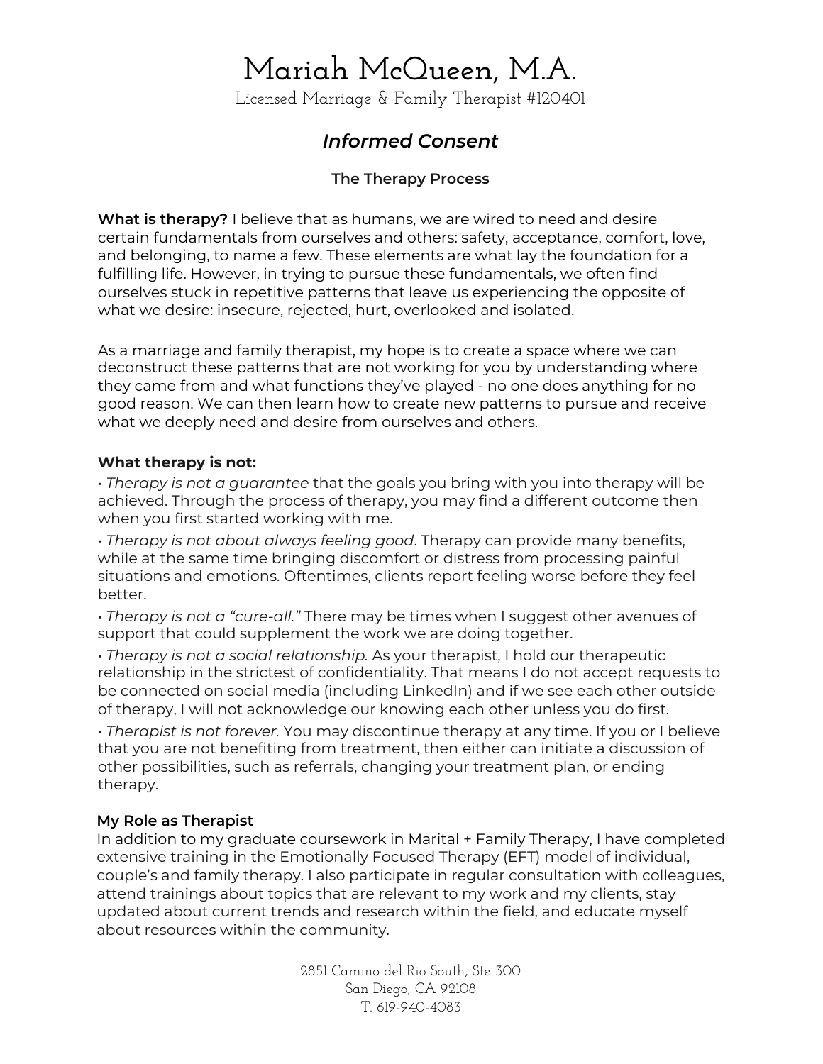# Mariah McQueen, M.A.

Licensed Marriage & Family Therapist #120401

## *Informed Consent*

### The Therapy Process

**What is therapy?** I believe that as humans, we are wired to need and desire certain fundamentals from ourselves and others: safety, acceptance, comfort, love, and belonging, to name a few. These elements are what lay the foundation for a fulfilling life. However, in trying to pursue these fundamentals, we often find ourselves stuck in repetitive patterns that leave us experiencing the opposite of what we desire: insecure, rejected, hurt, overlooked and isolated.

As a marriage and family therapist, my hope is to create a space where we can deconstruct these patterns that are not working for you by understanding where they came from and what functions they've played - no one does anything for no good reason. We can then learn how to create new patterns to pursue and receive what we deeply need and desire from ourselves and others.

**What therapy is not:**

• *Therapy is not a guarantee* that the goals you bring with you into therapy will be achieved. Through the process of therapy, you may find a different outcome then when you first started working with me.

• *Therapy is not about always feeling good*. Therapy can provide many benefits, while at the same time bringing discomfort or distress from processing painful situations and emotions. Oftentimes, clients report feeling worse before they feel better.

• *Therapy is not a "cure-all."* There may be times when I suggest other avenues of support that could supplement the work we are doing together.

• *Therapy is not a social relationship.* As your therapist, I hold our therapeutic relationship in the strictest of confidentiality. That means I do not accept requests to be connected on social media (including LinkedIn) and if we see each other outside of therapy, I will not acknowledge our knowing each other unless you do first.

• *Therapist is not forever.* You may discontinue therapy at any time. If you or I believe that you are not benefiting from treatment, then either can initiate a discussion of other possibilities, such as referrals, changing your treatment plan, or ending therapy.

**My Role as Therapist**

In addition to my graduate coursework in Marital + Family Therapy, I have completed extensive training in the Emotionally Focused Therapy (EFT) model of individual, couple's and family therapy. I also participate in regular consultation with colleagues, attend trainings about topics that are relevant to my work and my clients, stay updated about current trends and research within the field, and educate myself about resources within the community.

2851 Camino del Rio South, Ste 300
San Diego, CA 92108
T. 619-940-4083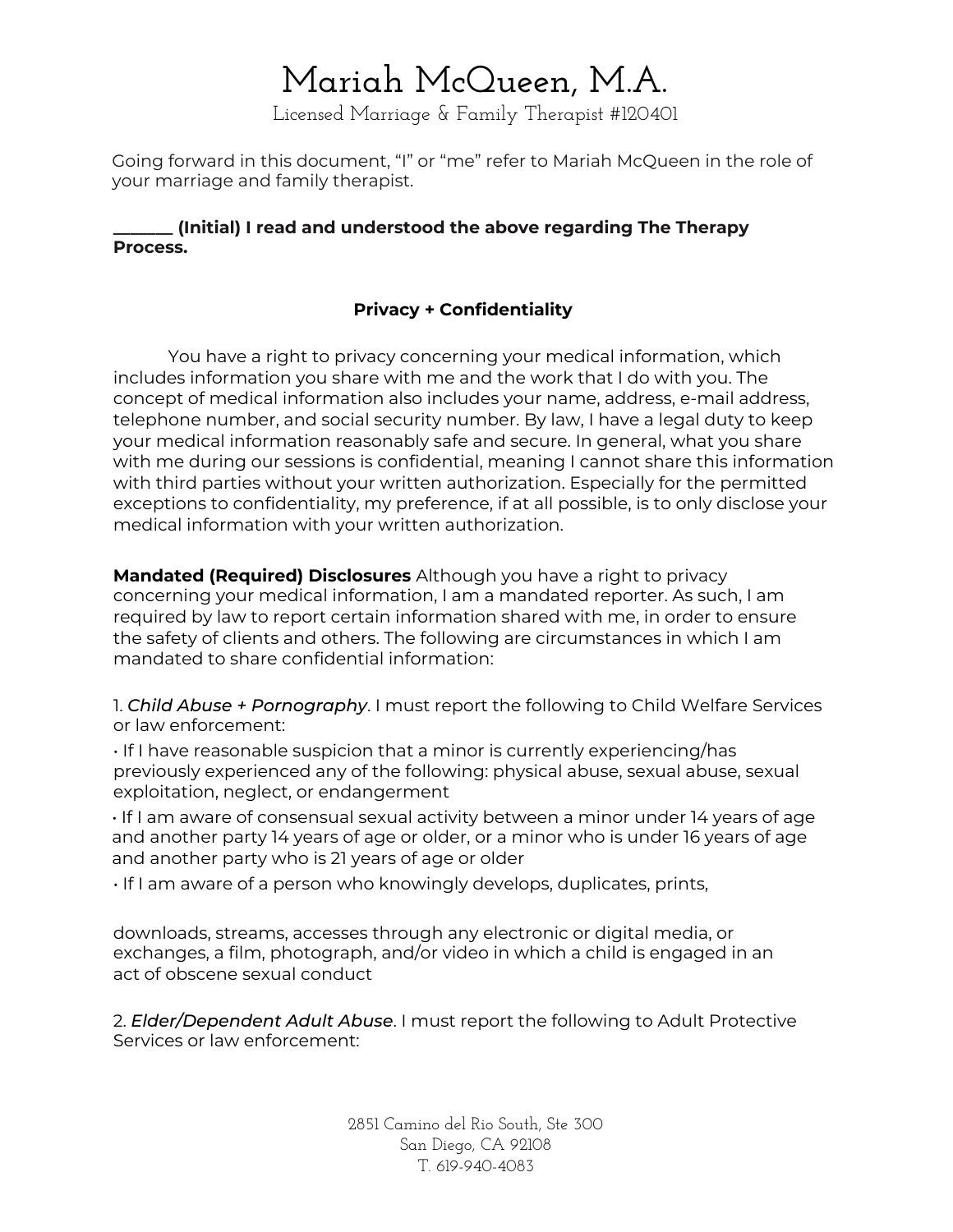Going forward in this document, "I" or "me" refer to Mariah McQueen in the role of your marriage and family therapist.

**_______ (Initial) I read and understood the above regarding The Therapy Process.**

### Privacy + Confidentiality

You have a right to privacy concerning your medical information, which includes information you share with me and the work that I do with you. The concept of medical information also includes your name, address, e-mail address, telephone number, and social security number. By law, I have a legal duty to keep your medical information reasonably safe and secure. In general, what you share with me during our sessions is confidential, meaning I cannot share this information with third parties without your written authorization. Especially for the permitted exceptions to confidentiality, my preference, if at all possible, is to only disclose your medical information with your written authorization.

**Mandated (Required) Disclosures** Although you have a right to privacy concerning your medical information, I am a mandated reporter. As such, I am required by law to report certain information shared with me, in order to ensure the safety of clients and others. The following are circumstances in which I am mandated to share confidential information:

1. *Child Abuse + Pornography*. I must report the following to Child Welfare Services or law enforcement:

- If I have reasonable suspicion that a minor is currently experiencing/has previously experienced any of the following: physical abuse, sexual abuse, sexual exploitation, neglect, or endangerment
- If I am aware of consensual sexual activity between a minor under 14 years of age and another party 14 years of age or older, or a minor who is under 16 years of age and another party who is 21 years of age or older
- If I am aware of a person who knowingly develops, duplicates, prints, downloads, streams, accesses through any electronic or digital media, or exchanges, a film, photograph, and/or video in which a child is engaged in an act of obscene sexual conduct

2. *Elder/Dependent Adult Abuse*. I must report the following to Adult Protective Services or law enforcement: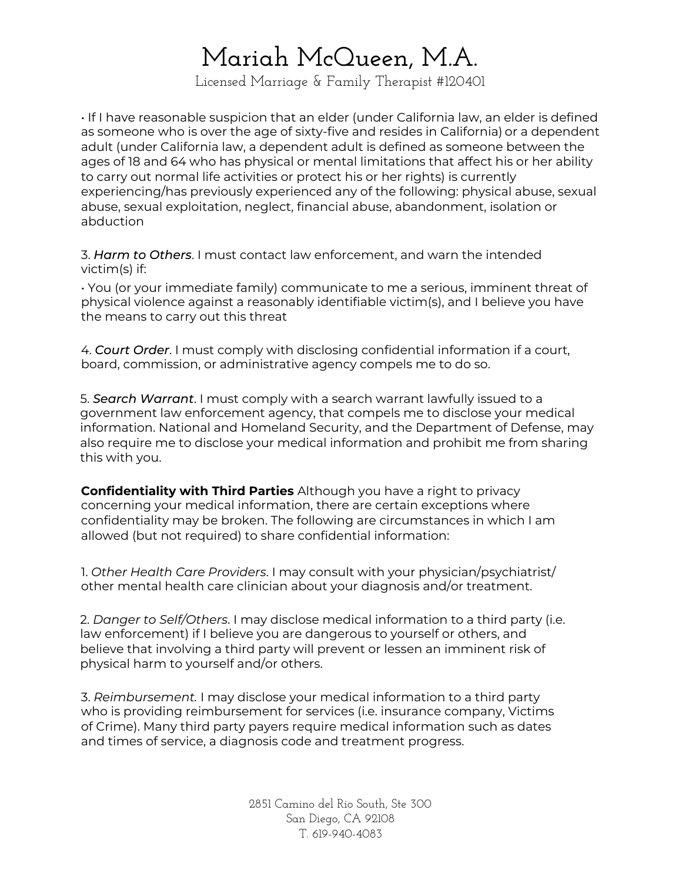• If I have reasonable suspicion that an elder (under California law, an elder is defined as someone who is over the age of sixty-five and resides in California) or a dependent adult (under California law, a dependent adult is defined as someone between the ages of 18 and 64 who has physical or mental limitations that affect his or her ability to carry out normal life activities or protect his or her rights) is currently experiencing/has previously experienced any of the following: physical abuse, sexual abuse, sexual exploitation, neglect, financial abuse, abandonment, isolation or abduction

3. *Harm to Others*. I must contact law enforcement, and warn the intended victim(s) if:

• You (or your immediate family) communicate to me a serious, imminent threat of physical violence against a reasonably identifiable victim(s), and I believe you have the means to carry out this threat

4. *Court Order*. I must comply with disclosing confidential information if a court, board, commission, or administrative agency compels me to do so.

5. *Search Warrant*. I must comply with a search warrant lawfully issued to a government law enforcement agency, that compels me to disclose your medical information. National and Homeland Security, and the Department of Defense, may also require me to disclose your medical information and prohibit me from sharing this with you.

**Confidentiality with Third Parties** Although you have a right to privacy concerning your medical information, there are certain exceptions where confidentiality may be broken. The following are circumstances in which I am allowed (but not required) to share confidential information:

1. *Other Health Care Providers*. I may consult with your physician/psychiatrist/ other mental health care clinician about your diagnosis and/or treatment.

2. *Danger to Self/Others*. I may disclose medical information to a third party (i.e. law enforcement) if I believe you are dangerous to yourself or others, and believe that involving a third party will prevent or lessen an imminent risk of physical harm to yourself and/or others.

3. *Reimbursement*. I may disclose your medical information to a third party who is providing reimbursement for services (i.e. insurance company, Victims of Crime). Many third party payers require medical information such as dates and times of service, a diagnosis code and treatment progress.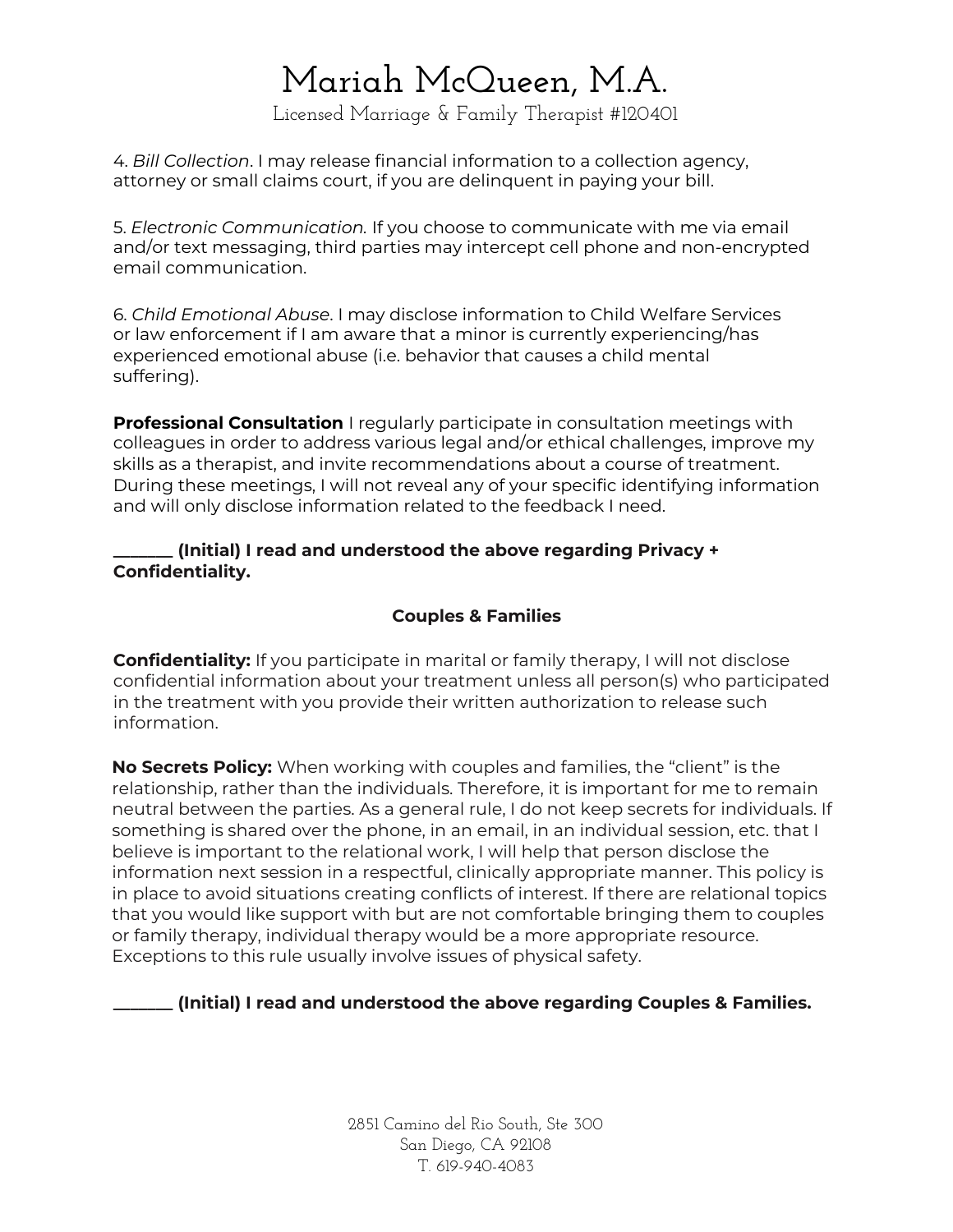4. *Bill Collection*. I may release financial information to a collection agency, attorney or small claims court, if you are delinquent in paying your bill.

5. *Electronic Communication.* If you choose to communicate with me via email and/or text messaging, third parties may intercept cell phone and non-encrypted email communication.

6. *Child Emotional Abuse*. I may disclose information to Child Welfare Services or law enforcement if I am aware that a minor is currently experiencing/has experienced emotional abuse (i.e. behavior that causes a child mental suffering).

**Professional Consultation** I regularly participate in consultation meetings with colleagues in order to address various legal and/or ethical challenges, improve my skills as a therapist, and invite recommendations about a course of treatment. During these meetings, I will not reveal any of your specific identifying information and will only disclose information related to the feedback I need.

**_______ (Initial) I read and understood the above regarding Privacy + Confidentiality.**

## Couples & Families

**Confidentiality:** If you participate in marital or family therapy, I will not disclose confidential information about your treatment unless all person(s) who participated in the treatment with you provide their written authorization to release such information.

**No Secrets Policy:** When working with couples and families, the "client" is the relationship, rather than the individuals. Therefore, it is important for me to remain neutral between the parties. As a general rule, I do not keep secrets for individuals. If something is shared over the phone, in an email, in an individual session, etc. that I believe is important to the relational work, I will help that person disclose the information next session in a respectful, clinically appropriate manner. This policy is in place to avoid situations creating conflicts of interest. If there are relational topics that you would like support with but are not comfortable bringing them to couples or family therapy, individual therapy would be a more appropriate resource. Exceptions to this rule usually involve issues of physical safety.

**_______ (Initial) I read and understood the above regarding Couples & Families.**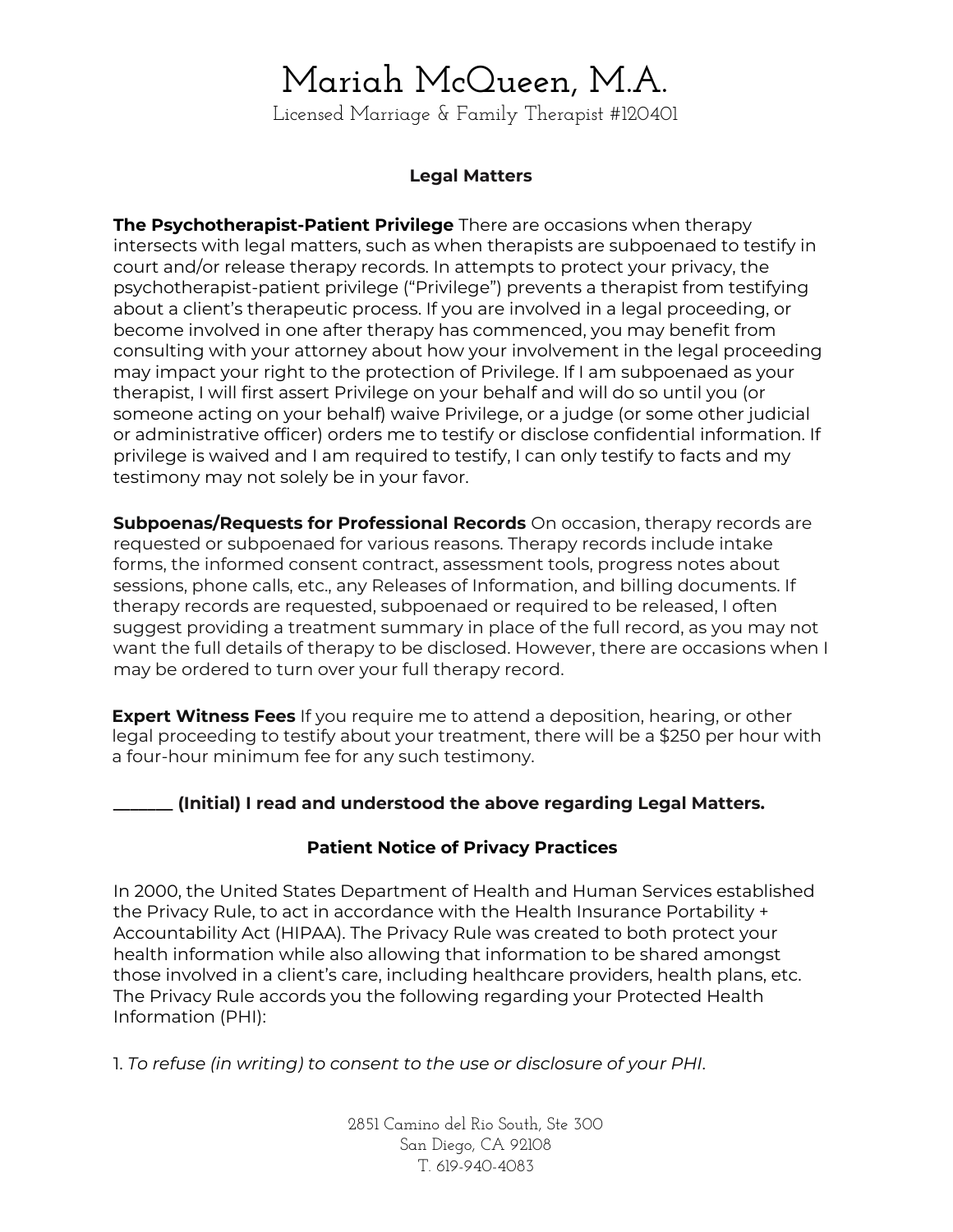## Legal Matters

**The Psychotherapist-Patient Privilege** There are occasions when therapy intersects with legal matters, such as when therapists are subpoenaed to testify in court and/or release therapy records. In attempts to protect your privacy, the psychotherapist-patient privilege ("Privilege") prevents a therapist from testifying about a client's therapeutic process. If you are involved in a legal proceeding, or become involved in one after therapy has commenced, you may benefit from consulting with your attorney about how your involvement in the legal proceeding may impact your right to the protection of Privilege. If I am subpoenaed as your therapist, I will first assert Privilege on your behalf and will do so until you (or someone acting on your behalf) waive Privilege, or a judge (or some other judicial or administrative officer) orders me to testify or disclose confidential information. If privilege is waived and I am required to testify, I can only testify to facts and my testimony may not solely be in your favor.

**Subpoenas/Requests for Professional Records** On occasion, therapy records are requested or subpoenaed for various reasons. Therapy records include intake forms, the informed consent contract, assessment tools, progress notes about sessions, phone calls, etc., any Releases of Information, and billing documents. If therapy records are requested, subpoenaed or required to be released, I often suggest providing a treatment summary in place of the full record, as you may not want the full details of therapy to be disclosed. However, there are occasions when I may be ordered to turn over your full therapy record.

**Expert Witness Fees** If you require me to attend a deposition, hearing, or other legal proceeding to testify about your treatment, there will be a $250 per hour with a four-hour minimum fee for any such testimony.

**_______ (Initial) I read and understood the above regarding Legal Matters.**

## Patient Notice of Privacy Practices

In 2000, the United States Department of Health and Human Services established the Privacy Rule, to act in accordance with the Health Insurance Portability + Accountability Act (HIPAA). The Privacy Rule was created to both protect your health information while also allowing that information to be shared amongst those involved in a client's care, including healthcare providers, health plans, etc. The Privacy Rule accords you the following regarding your Protected Health Information (PHI):

1. *To refuse (in writing) to consent to the use or disclosure of your PHI.*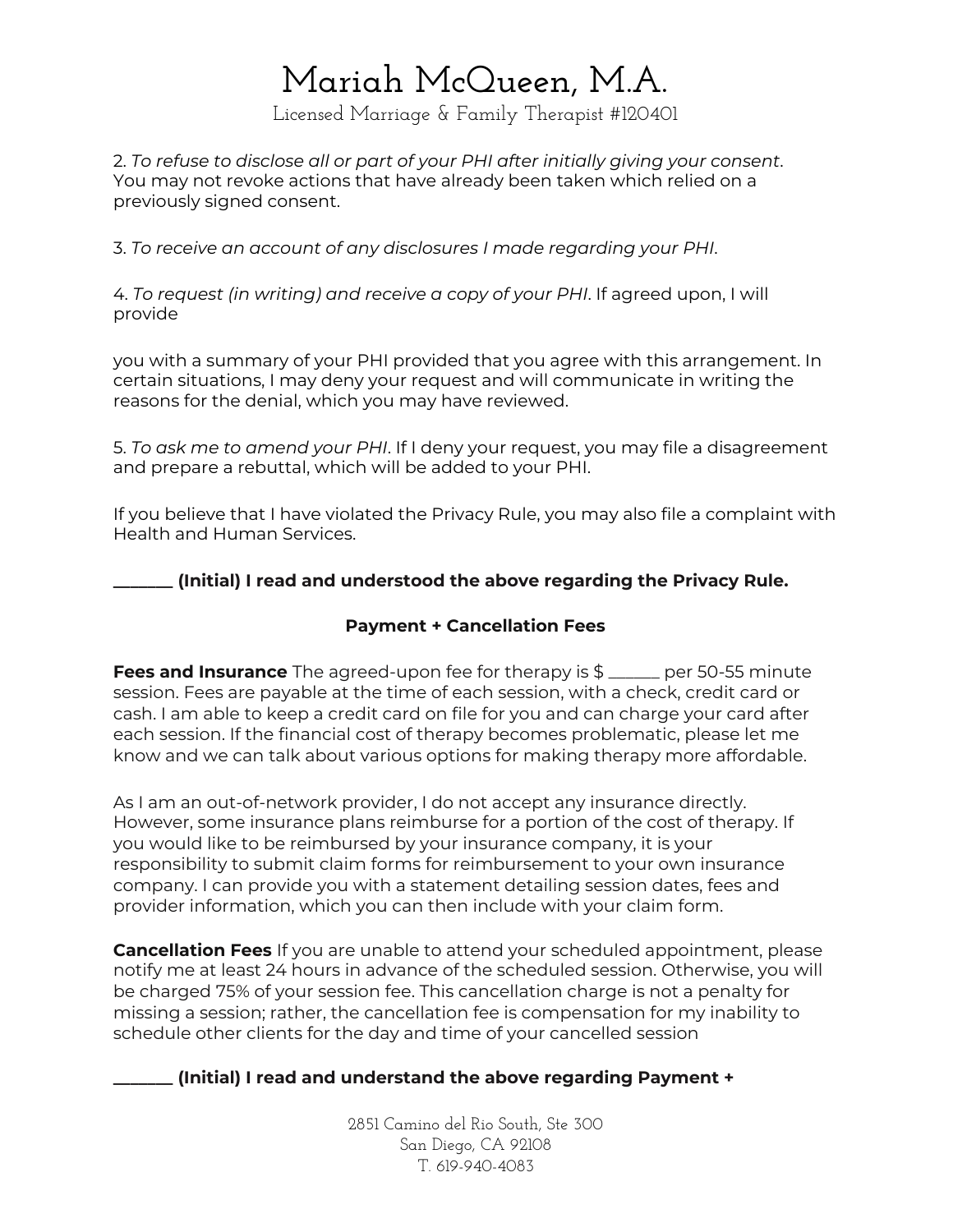2. *To refuse to disclose all or part of your PHI after initially giving your consent*. You may not revoke actions that have already been taken which relied on a previously signed consent.

3. *To receive an account of any disclosures I made regarding your PHI*.

4. *To request (in writing) and receive a copy of your PHI*. If agreed upon, I will provide

you with a summary of your PHI provided that you agree with this arrangement. In certain situations, I may deny your request and will communicate in writing the reasons for the denial, which you may have reviewed.

5. *To ask me to amend your PHI*. If I deny your request, you may file a disagreement and prepare a rebuttal, which will be added to your PHI.

If you believe that I have violated the Privacy Rule, you may also file a complaint with Health and Human Services.

**_______ (Initial) I read and understood the above regarding the Privacy Rule.**

### Payment + Cancellation Fees

**Fees and Insurance** The agreed-upon fee for therapy is $ ______ per 50-55 minute session. Fees are payable at the time of each session, with a check, credit card or cash. I am able to keep a credit card on file for you and can charge your card after each session. If the financial cost of therapy becomes problematic, please let me know and we can talk about various options for making therapy more affordable.

As I am an out-of-network provider, I do not accept any insurance directly. However, some insurance plans reimburse for a portion of the cost of therapy. If you would like to be reimbursed by your insurance company, it is your responsibility to submit claim forms for reimbursement to your own insurance company. I can provide you with a statement detailing session dates, fees and provider information, which you can then include with your claim form.

**Cancellation Fees** If you are unable to attend your scheduled appointment, please notify me at least 24 hours in advance of the scheduled session. Otherwise, you will be charged 75% of your session fee. This cancellation charge is not a penalty for missing a session; rather, the cancellation fee is compensation for my inability to schedule other clients for the day and time of your cancelled session

**_______ (Initial) I read and understand the above regarding Payment +**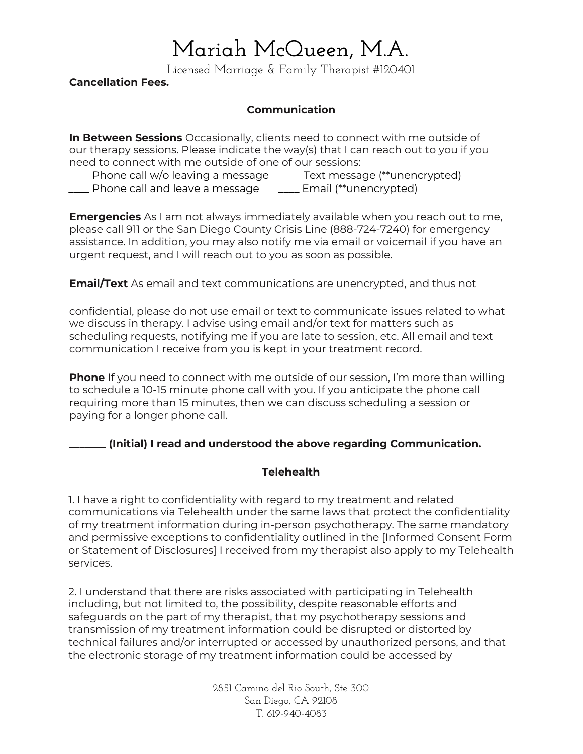**Cancellation Fees.**

**Communication**

**In Between Sessions** Occasionally, clients need to connect with me outside of our therapy sessions. Please indicate the way(s) that I can reach out to you if you need to connect with me outside of one of our sessions:

____ Phone call w/o leaving a message ____ Text message (**unencrypted)
____ Phone call and leave a message ____ Email (**unencrypted)

**Emergencies** As I am not always immediately available when you reach out to me, please call 911 or the San Diego County Crisis Line (888-724-7240) for emergency assistance. In addition, you may also notify me via email or voicemail if you have an urgent request, and I will reach out to you as soon as possible.

**Email/Text** As email and text communications are unencrypted, and thus not confidential, please do not use email or text to communicate issues related to what we discuss in therapy. I advise using email and/or text for matters such as scheduling requests, notifying me if you are late to session, etc. All email and text communication I receive from you is kept in your treatment record.

**Phone** If you need to connect with me outside of our session, I'm more than willing to schedule a 10-15 minute phone call with you. If you anticipate the phone call requiring more than 15 minutes, then we can discuss scheduling a session or paying for a longer phone call.

**_______ (Initial) I read and understood the above regarding Communication.**

**Telehealth**

1. I have a right to confidentiality with regard to my treatment and related communications via Telehealth under the same laws that protect the confidentiality of my treatment information during in-person psychotherapy. The same mandatory and permissive exceptions to confidentiality outlined in the [Informed Consent Form or Statement of Disclosures] I received from my therapist also apply to my Telehealth services.

2. I understand that there are risks associated with participating in Telehealth including, but not limited to, the possibility, despite reasonable efforts and safeguards on the part of my therapist, that my psychotherapy sessions and transmission of my treatment information could be disrupted or distorted by technical failures and/or interrupted or accessed by unauthorized persons, and that the electronic storage of my treatment information could be accessed by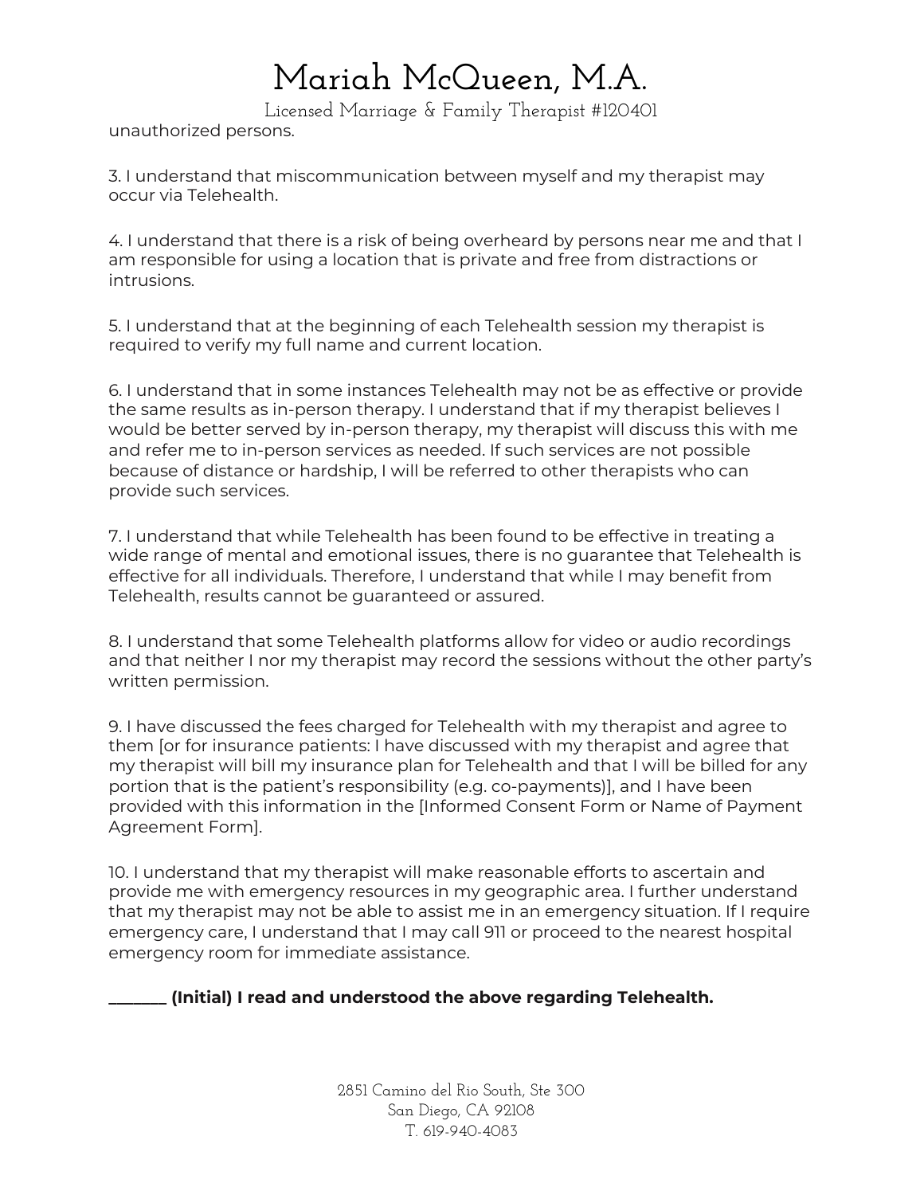unauthorized persons.

3. I understand that miscommunication between myself and my therapist may occur via Telehealth.

4. I understand that there is a risk of being overheard by persons near me and that I am responsible for using a location that is private and free from distractions or intrusions.

5. I understand that at the beginning of each Telehealth session my therapist is required to verify my full name and current location.

6. I understand that in some instances Telehealth may not be as effective or provide the same results as in-person therapy. I understand that if my therapist believes I would be better served by in-person therapy, my therapist will discuss this with me and refer me to in-person services as needed. If such services are not possible because of distance or hardship, I will be referred to other therapists who can provide such services.

7. I understand that while Telehealth has been found to be effective in treating a wide range of mental and emotional issues, there is no guarantee that Telehealth is effective for all individuals. Therefore, I understand that while I may benefit from Telehealth, results cannot be guaranteed or assured.

8. I understand that some Telehealth platforms allow for video or audio recordings and that neither I nor my therapist may record the sessions without the other party's written permission.

9. I have discussed the fees charged for Telehealth with my therapist and agree to them [or for insurance patients: I have discussed with my therapist and agree that my therapist will bill my insurance plan for Telehealth and that I will be billed for any portion that is the patient's responsibility (e.g. co-payments)], and I have been provided with this information in the [Informed Consent Form or Name of Payment Agreement Form].

10. I understand that my therapist will make reasonable efforts to ascertain and provide me with emergency resources in my geographic area. I further understand that my therapist may not be able to assist me in an emergency situation. If I require emergency care, I understand that I may call 911 or proceed to the nearest hospital emergency room for immediate assistance.

**_______ (Initial) I read and understood the above regarding Telehealth.**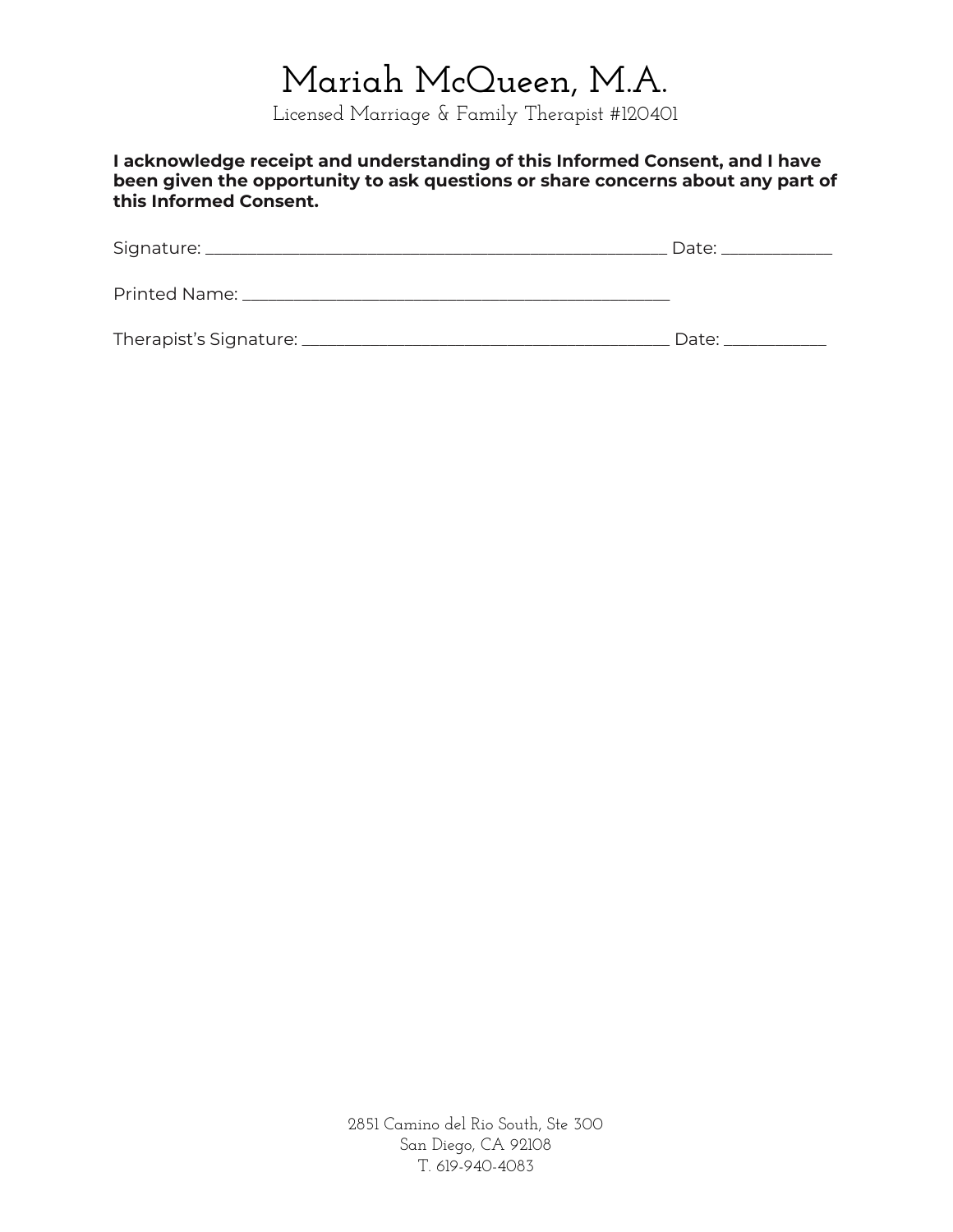# Mariah McQueen, M.A.

Licensed Marriage & Family Therapist #120401

**I acknowledge receipt and understanding of this Informed Consent, and I have been given the opportunity to ask questions or share concerns about any part of this Informed Consent.**

Signature: ___________________________________________________ Date: ____________

Printed Name: _______________________________________________

Therapist's Signature: ________________________________________ Date: ___________

2851 Camino del Rio South, Ste 300
San Diego, CA 92108
T. 619-940-4083